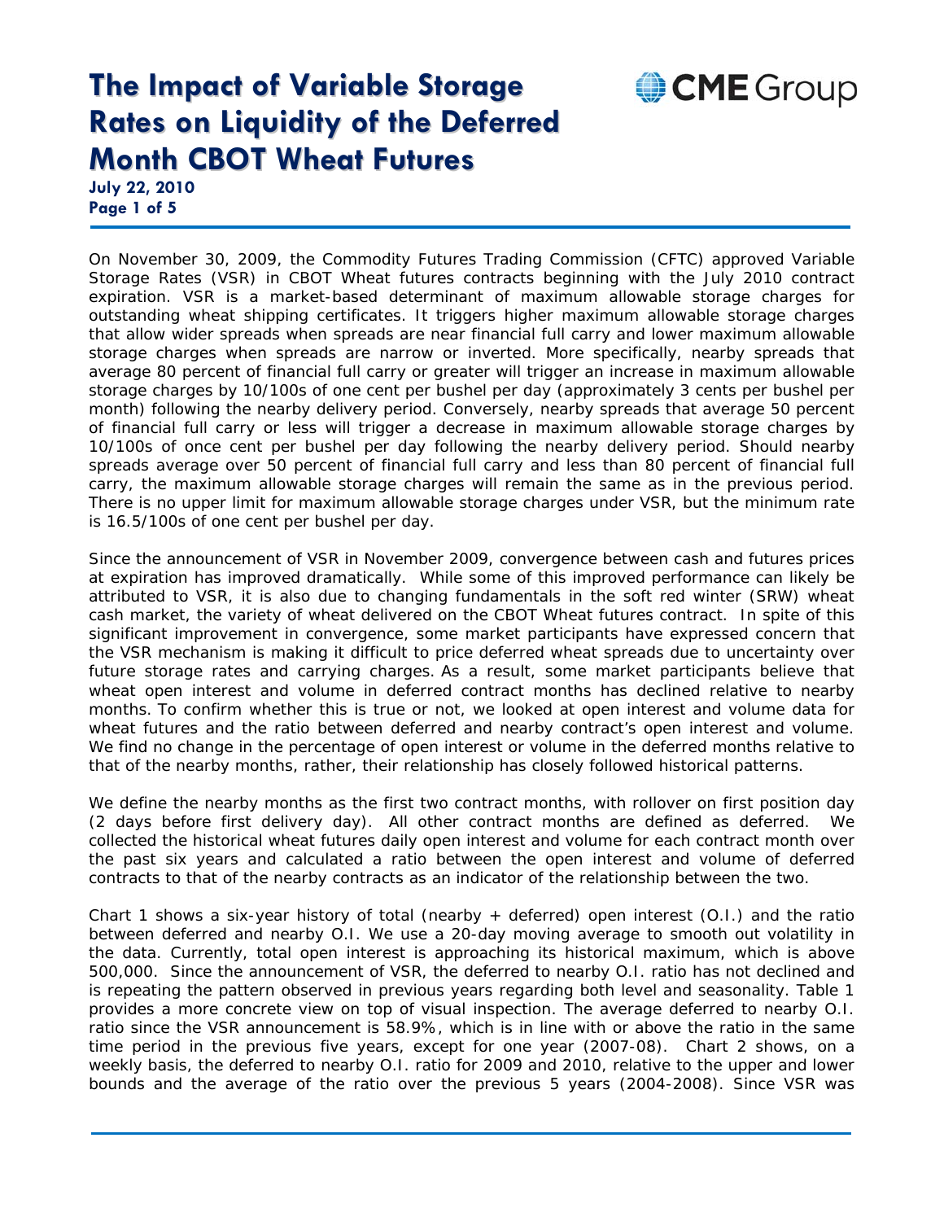# The Impact of Variable Storage Rates on Liquidity of the Deferred Month CBOT Wheat Futures

**July 22, 2010**

On November 30, 2009, the Commodity Futures Trading Commission (CFTC) approved Variable Storage Rates (VSR) in CBOT Wheat futures contracts beginning with the July 2010 contract expiration. VSR is a market-based determinant of maximum allowable storage charges for outstanding wheat shipping certificates. It triggers higher maximum allowable storage charges that allow wider spreads when spreads are near financial full carry and lower maximum allowable storage charges when spreads are narrow or inverted. More specifically, nearby spreads that average 80 percent of financial full carry or greater will trigger an increase in maximum allowable storage charges by 10/100s of one cent per bushel per day (approximately 3 cents per bushel per month) following the nearby delivery period. Conversely, nearby spreads that average 50 percent of financial full carry or less will trigger a decrease in maximum allowable storage charges by 10/100s of once cent per bushel per day following the nearby delivery period. Should nearby spreads average over 50 percent of financial full carry and less than 80 percent of financial full carry, the maximum allowable storage charges will remain the same as in the previous period. There is no upper limit for maximum allowable storage charges under VSR, but the minimum rate is 16.5/100s of one cent per bushel per day.

Since the announcement of VSR in November 2009, convergence between cash and futures prices at expiration has improved dramatically. While some of this improved performance can likely be attributed to VSR, it is also due to changing fundamentals in the soft red winter (SRW) wheat cash market, the variety of wheat delivered on the CBOT Wheat futures contract. In spite of this significant improvement in convergence, some market participants have expressed concern that the VSR mechanism is making it difficult to price deferred wheat spreads due to uncertainty over future storage rates and carrying charges. As a result, some market participants believe that wheat open interest and volume in deferred contract months has declined relative to nearby months. To confirm whether this is true or not, we looked at open interest and volume data for wheat futures and the ratio between deferred and nearby contract's open interest and volume. We find no change in the percentage of open interest or volume in the deferred months relative to that of the nearby months, rather, their relationship has closely followed historical patterns.

We define the nearby months as the first two contract months, with rollover on first position day (2 days before first delivery day). All other contract months are defined as deferred. We collected the historical wheat futures daily open interest and volume for each contract month over the past six years and calculated a ratio between the open interest and volume of deferred contracts to that of the nearby contracts as an indicator of the relationship between the two.

Chart 1 shows a six-year history of total (nearby + deferred) open interest (O.I.) and the ratio between deferred and nearby O.I. We use a 20-day moving average to smooth out volatility in the data. Currently, total open interest is approaching its historical maximum, which is above 500,000. Since the announcement of VSR, the deferred to nearby O.I. ratio has not declined and is repeating the pattern observed in previous years regarding both level and seasonality. Table 1 provides a more concrete view on top of visual inspection. The average deferred to nearby O.I. ratio since the VSR announcement is 58.9%, which is in line with or above the ratio in the same time period in the previous five years, except for one year (2007-08). Chart 2 shows, on a weekly basis, the deferred to nearby O.I. ratio for 2009 and 2010, relative to the upper and lower bounds and the average of the ratio over the previous 5 years (2004-2008). Since VSR was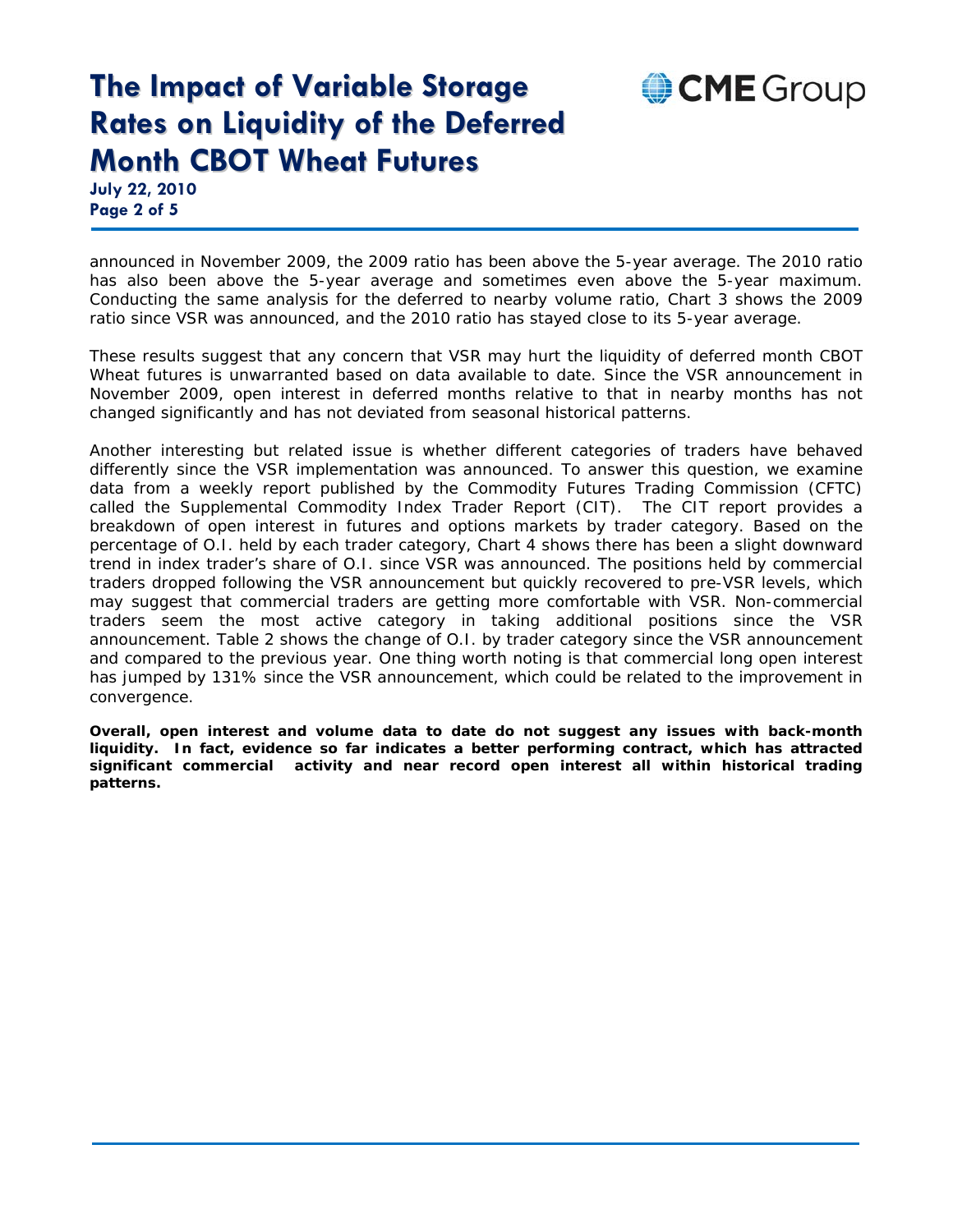announced in November 2009, the 2009 ratio has been above the 5-year average. The 2010 ratio has also been above the 5-year average and sometimes even above the 5-year maximum. Conducting the same analysis for the deferred to nearby volume ratio, Chart 3 shows the 2009 ratio since VSR was announced, and the 2010 ratio has stayed close to its 5-year average.

These results suggest that any concern that VSR may hurt the liquidity of deferred month CBOT Wheat futures is unwarranted based on data available to date. Since the VSR announcement in November 2009, open interest in deferred months relative to that in nearby months has not changed significantly and has not deviated from seasonal historical patterns.

Another interesting but related issue is whether different categories of traders have behaved differently since the VSR implementation was announced. To answer this question, we examine data from a weekly report published by the Commodity Futures Trading Commission (CFTC) called the Supplemental Commodity Index Trader Report (CIT). The CIT report provides a breakdown of open interest in futures and options markets by trader category. Based on the percentage of O.I. held by each trader category, Chart 4 shows there has been a slight downward trend in index trader's share of O.I. since VSR was announced. The positions held by commercial traders dropped following the VSR announcement but quickly recovered to pre-VSR levels, which may suggest that commercial traders are getting more comfortable with VSR. Non-commercial traders seem the most active category in taking additional positions since the VSR announcement. Table 2 shows the change of O.I. by trader category since the VSR announcement and compared to the previous year. One thing worth noting is that commercial long open interest has jumped by 131% since the VSR announcement, which could be related to the improvement in convergence.

**Overall, open interest and volume data to date do not suggest any issues with back-month liquidity. In fact, evidence so far indicates a better performing contract, which has attracted significant commercial activity and near record open interest all within historical trading patterns.**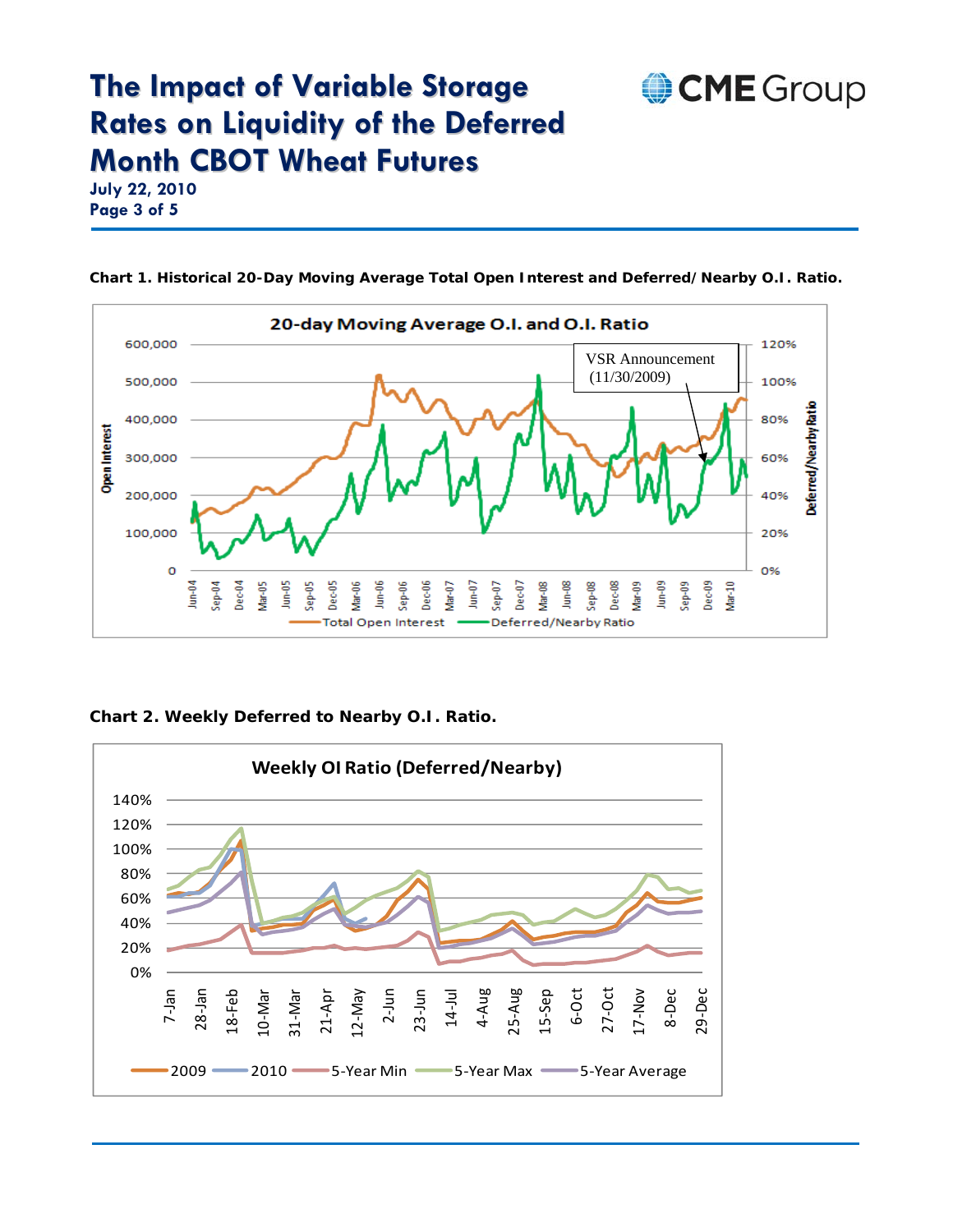**Chart 1. Historical 20-Day Moving Average Total Open Interest and Deferred/Nearby O.I. Ratio.**

**Chart 2. Weekly Deferred to Nearby O.I. Ratio.**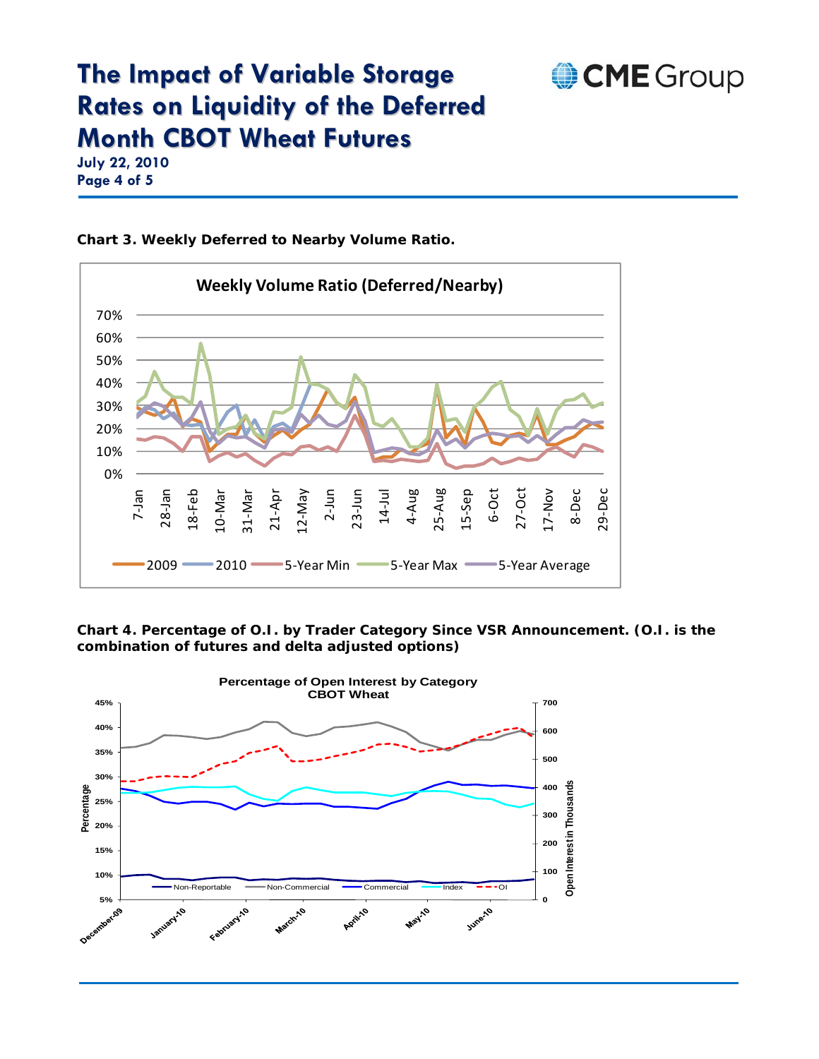**Chart 3. Weekly Deferred to Nearby Volume Ratio.**

**Chart 4. Percentage of O.I. by Trader Category Since VSR Announcement. (O.I. is the combination of futures and delta adjusted options)**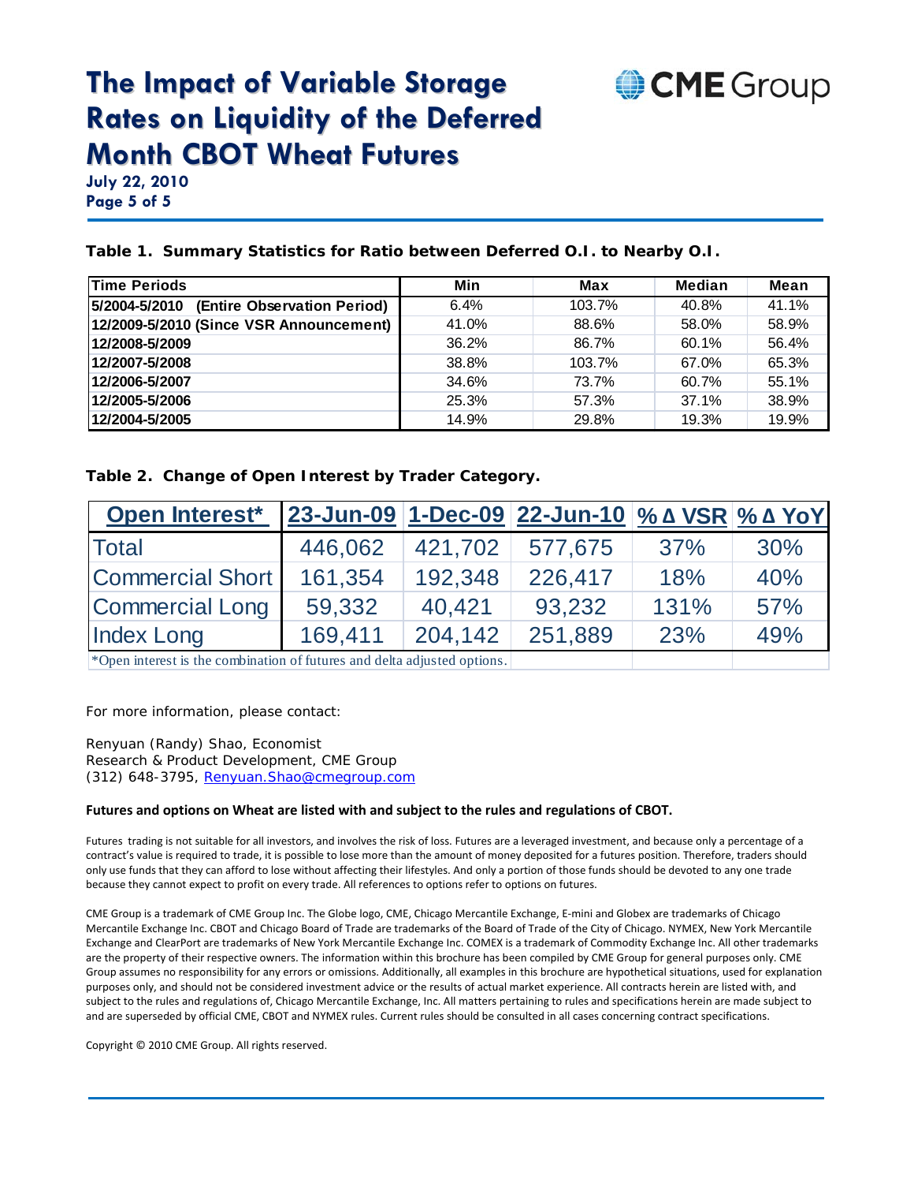# The Impact of Variable Storage Rates on Liquidity of the Deferred Month CBOT Wheat Futures

**July 22, 2010**

**Table 1. Summary Statistics for Ratio between Deferred O.I. to Nearby O.I.**

| Time Periods | Min | Max | Median | Mean |
|---|---|---|---|---|
| 5/2004-5/2010 (Entire Observation Period) | 6.4% | 103.7% | 40.8% | 41.1% |
| 12/2009-5/2010 (Since VSR Announcement) | 41.0% | 88.6% | 58.0% | 58.9% |
| 12/2008-5/2009 | 36.2% | 86.7% | 60.1% | 56.4% |
| 12/2007-5/2008 | 38.8% | 103.7% | 67.0% | 65.3% |
| 12/2006-5/2007 | 34.6% | 73.7% | 60.7% | 55.1% |
| 12/2005-5/2006 | 25.3% | 57.3% | 37.1% | 38.9% |
| 12/2004-5/2005 | 14.9% | 29.8% | 19.3% | 19.9% |

**Table 2. Change of Open Interest by Trader Category.**

| Open Interest* | 23-Jun-09 | 1-Dec-09 | 22-Jun-10 | % Δ VSR | % Δ YoY |
|---|---|---|---|---|---|
| Total | 446,062 | 421,702 | 577,675 | 37% | 30% |
| Commercial Short | 161,354 | 192,348 | 226,417 | 18% | 40% |
| Commercial Long | 59,332 | 40,421 | 93,232 | 131% | 57% |
| Index Long | 169,411 | 204,142 | 251,889 | 23% | 49% |

*Open interest is the combination of futures and delta adjusted options.

For more information, please contact:

Renyuan (Randy) Shao, Economist
Research & Product Development, CME Group
(312) 648-3795, Renyuan.Shao@cmegroup.com

**Futures and options on Wheat are listed with and subject to the rules and regulations of CBOT.**

Futures trading is not suitable for all investors, and involves the risk of loss. Futures are a leveraged investment, and because only a percentage of a contract's value is required to trade, it is possible to lose more than the amount of money deposited for a futures position. Therefore, traders should only use funds that they can afford to lose without affecting their lifestyles. And only a portion of those funds should be devoted to any one trade because they cannot expect to profit on every trade. All references to options refer to options on futures.

CME Group is a trademark of CME Group Inc. The Globe logo, CME, Chicago Mercantile Exchange, E-mini and Globex are trademarks of Chicago Mercantile Exchange Inc. CBOT and Chicago Board of Trade are trademarks of the Board of Trade of the City of Chicago. NYMEX, New York Mercantile Exchange and ClearPort are trademarks of New York Mercantile Exchange Inc. COMEX is a trademark of Commodity Exchange Inc. All other trademarks are the property of their respective owners. The information within this brochure has been compiled by CME Group for general purposes only. CME Group assumes no responsibility for any errors or omissions. Additionally, all examples in this brochure are hypothetical situations, used for explanation purposes only, and should not be considered investment advice or the results of actual market experience. All contracts herein are listed with, and subject to the rules and regulations of, Chicago Mercantile Exchange, Inc. All matters pertaining to rules and specifications herein are made subject to and are superseded by official CME, CBOT and NYMEX rules. Current rules should be consulted in all cases concerning contract specifications.

Copyright © 2010 CME Group. All rights reserved.